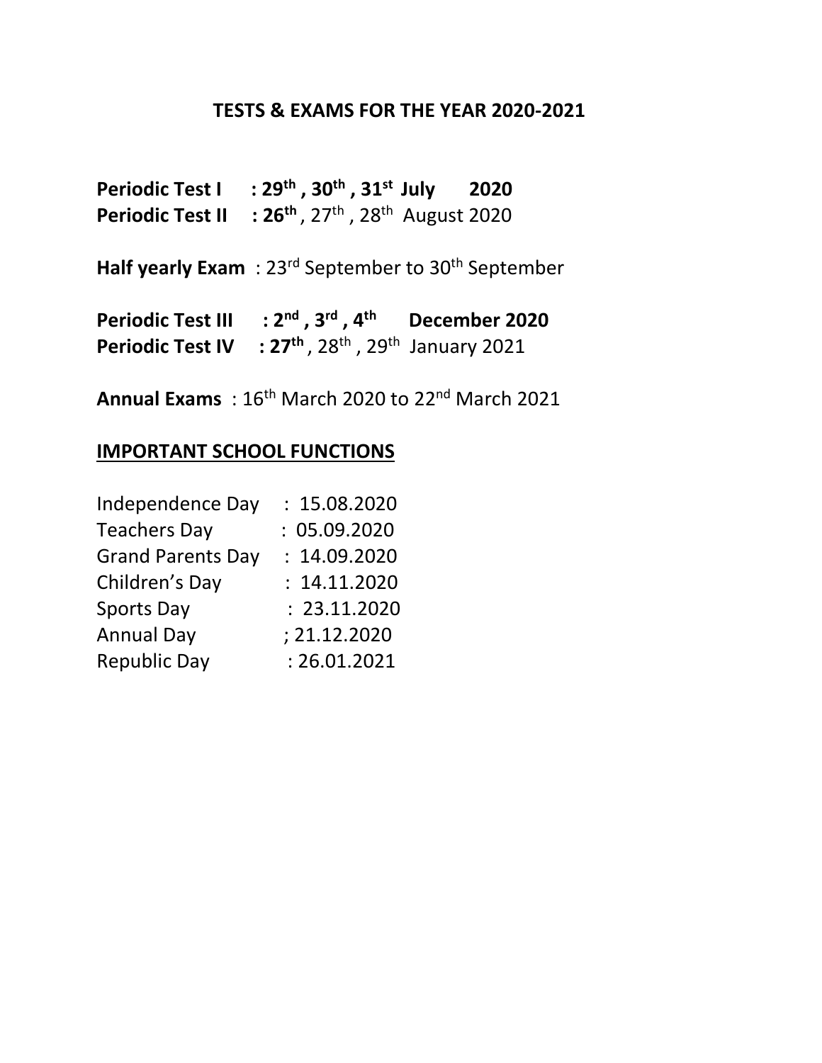# TESTS & EXAMS FOR THE YEAR 2020-2021

**Periodic Test I : 29th , 30th , 31st July 2020**
**Periodic Test II : 26th**, 27th , 28th August 2020

**Half yearly Exam** : 23rd September to 30th September

**Periodic Test III : 2nd , 3rd , 4th December 2020**
**Periodic Test IV : 27th**, 28th , 29th January 2021

**Annual Exams** : 16th March 2020 to 22nd March 2021

## IMPORTANT SCHOOL FUNCTIONS

Independence Day : 15.08.2020
Teachers Day : 05.09.2020
Grand Parents Day : 14.09.2020
Children's Day : 14.11.2020
Sports Day : 23.11.2020
Annual Day ; 21.12.2020
Republic Day : 26.01.2021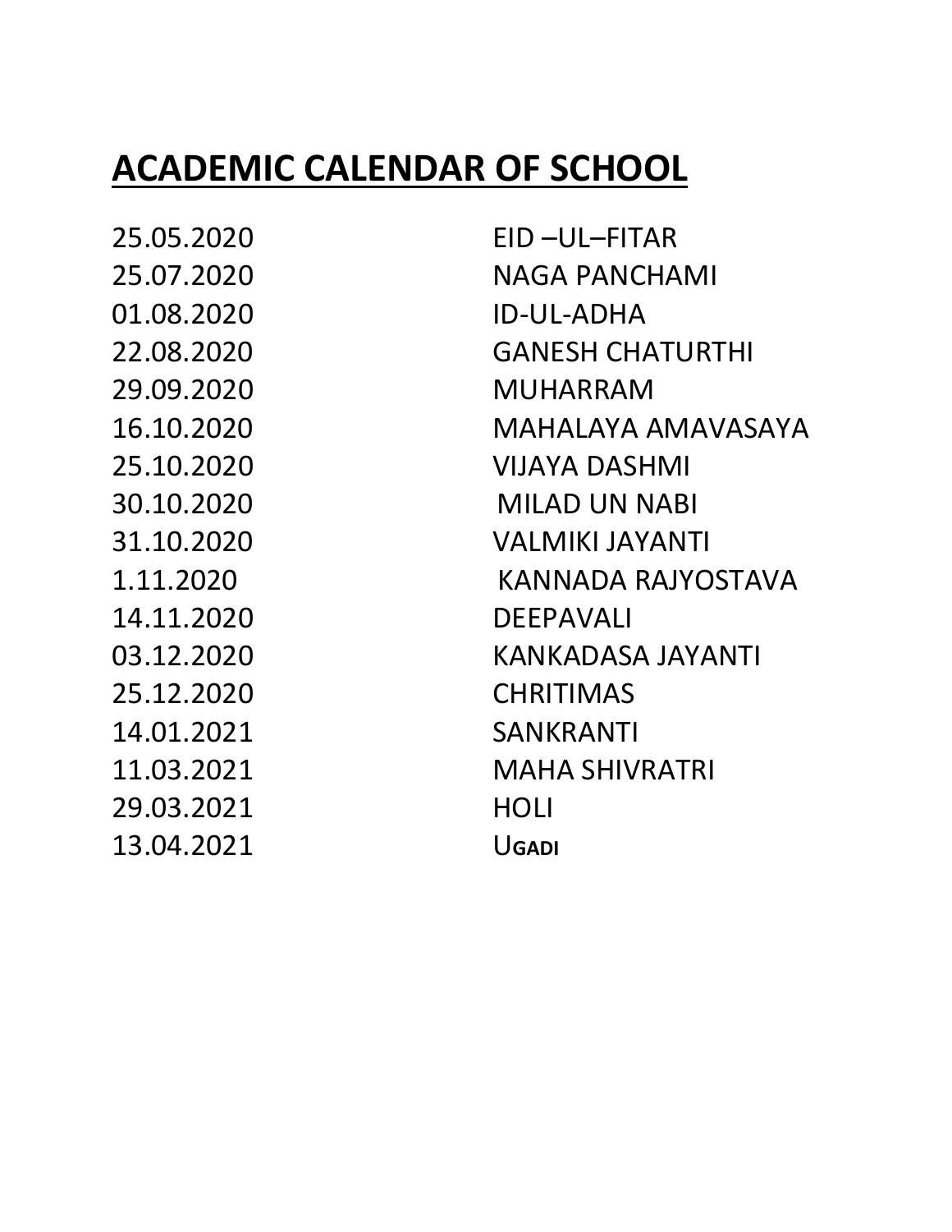# ACADEMIC CALENDAR OF SCHOOL

| | |
|---|---|
| 25.05.2020 | EID –UL–FITAR |
| 25.07.2020 | NAGA PANCHAMI |
| 01.08.2020 | ID-UL-ADHA |
| 22.08.2020 | GANESH CHATURTHI |
| 29.09.2020 | MUHARRAM |
| 16.10.2020 | MAHALAYA AMAVASAYA |
| 25.10.2020 | VIJAYA DASHMI |
| 30.10.2020 | MILAD UN NABI |
| 31.10.2020 | VALMIKI JAYANTI |
| 1.11.2020 | KANNADA RAJYOSTAVA |
| 14.11.2020 | DEEPAVALI |
| 03.12.2020 | KANKADASA JAYANTI |
| 25.12.2020 | CHRITIMAS |
| 14.01.2021 | SANKRANTI |
| 11.03.2021 | MAHA SHIVRATRI |
| 29.03.2021 | HOLI |
| 13.04.2021 | UGADI |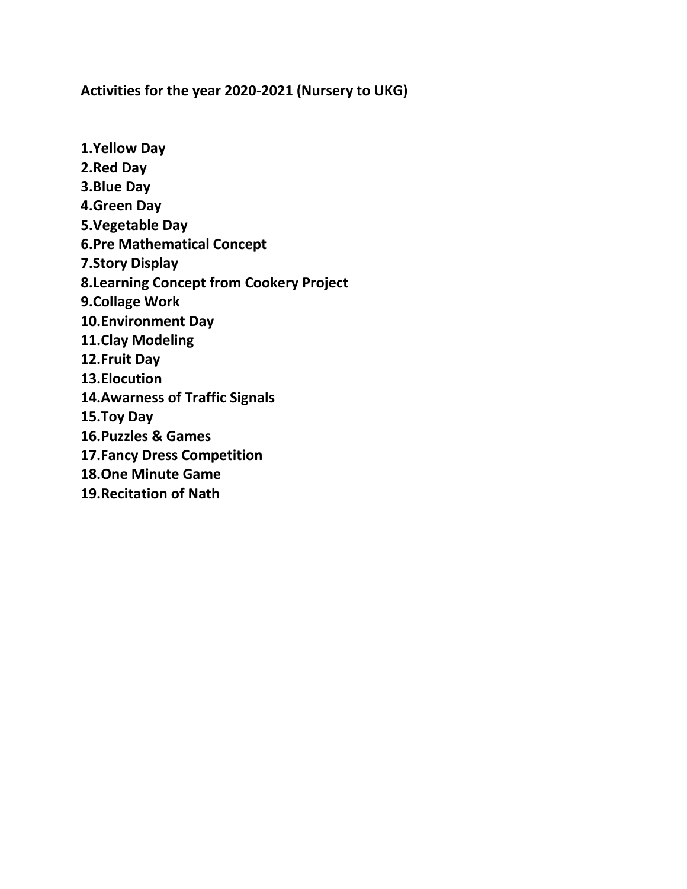**Activities for the year 2020-2021 (Nursery to UKG)**

**1.Yellow Day**
**2.Red Day**
**3.Blue Day**
**4.Green Day**
**5.Vegetable Day**
**6.Pre Mathematical Concept**
**7.Story Display**
**8.Learning Concept from Cookery Project**
**9.Collage Work**
**10.Environment Day**
**11.Clay Modeling**
**12.Fruit Day**
**13.Elocution**
**14.Awarness of Traffic Signals**
**15.Toy Day**
**16.Puzzles & Games**
**17.Fancy Dress Competition**
**18.One Minute Game**
**19.Recitation of Nath**